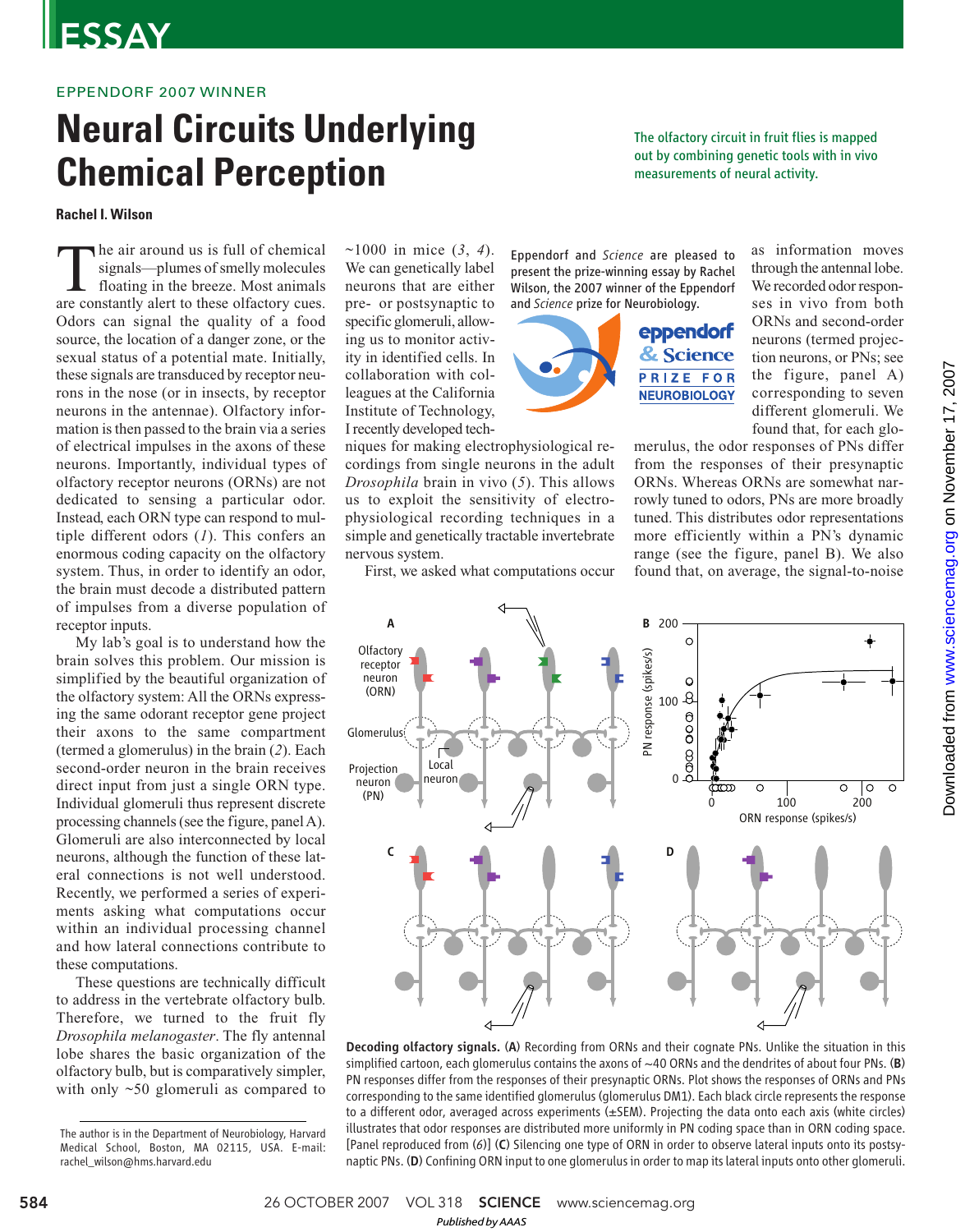ESSAY

EPPENDORF 2007 WINNER

# Neural Circuits Underlying Chemical Perception

The olfactory circuit in fruit flies is mapped out by combining genetic tools with in vivo measurements of neural activity.

**Rachel I. Wilson**

The air around us is full of chemical signals—plumes of smelly molecules floating in the breeze. Most animals are constantly alert to these olfactory cues. Odors can signal the quality of a food source, the location of a danger zone, or the sexual status of a potential mate. Initially, these signals are transduced by receptor neurons in the nose (or in insects, by receptor neurons in the antennae). Olfactory information is then passed to the brain via a series of electrical impulses in the axons of these neurons. Importantly, individual types of olfactory receptor neurons (ORNs) are not dedicated to sensing a particular odor. Instead, each ORN type can respond to multiple different odors (*1*). This confers an enormous coding capacity on the olfactory system. Thus, in order to identify an odor, the brain must decode a distributed pattern of impulses from a diverse population of receptor inputs.

My lab's goal is to understand how the brain solves this problem. Our mission is simplified by the beautiful organization of the olfactory system: All the ORNs expressing the same odorant receptor gene project their axons to the same compartment (termed a glomerulus) in the brain (*2*). Each second-order neuron in the brain receives direct input from just a single ORN type. Individual glomeruli thus represent discrete processing channels (see the figure, panel A). Glomeruli are also interconnected by local neurons, although the function of these lateral connections is not well understood. Recently, we performed a series of experiments asking what computations occur within an individual processing channel and how lateral connections contribute to these computations.

These questions are technically difficult to address in the vertebrate olfactory bulb. Therefore, we turned to the fruit fly *Drosophila melanogaster*. The fly antennal lobe shares the basic organization of the olfactory bulb, but is comparatively simpler, with only ~50 glomeruli as compared to ~1000 in mice (*3*, *4*). We can genetically label neurons that are either pre- or postsynaptic to specific glomeruli, allowing us to monitor activity in identified cells. In collaboration with colleagues at the California Institute of Technology, I recently developed techniques for making electrophysiological recordings from single neurons in the adult *Drosophila* brain in vivo (*5*). This allows us to exploit the sensitivity of electrophysiological recording techniques in a simple and genetically tractable invertebrate nervous system.

First, we asked what computations occur as information moves through the antennal lobe. We recorded odor responses in vivo from both ORNs and second-order neurons (termed projection neurons, or PNs; see the figure, panel A) corresponding to seven different glomeruli. We found that, for each glomerulus, the odor responses of PNs differ from the responses of their presynaptic ORNs. Whereas ORNs are somewhat narrowly tuned to odors, PNs are more broadly tuned. This distributes odor representations more efficiently within a PN's dynamic range (see the figure, panel B). We also found that, on average, the signal-to-noise

Eppendorf and *Science* are pleased to present the prize-winning essay by Rachel Wilson, the 2007 winner of the Eppendorf and *Science* prize for Neurobiology.

**Decoding olfactory signals.** (**A**) Recording from ORNs and their cognate PNs. Unlike the situation in this simplified cartoon, each glomerulus contains the axons of ~40 ORNs and the dendrites of about four PNs. (**B**) PN responses differ from the responses of their presynaptic ORNs. Plot shows the responses of ORNs and PNs corresponding to the same identified glomerulus (glomerulus DM1). Each black circle represents the response to a different odor, averaged across experiments (±SEM). Projecting the data onto each axis (white circles) illustrates that odor responses are distributed more uniformly in PN coding space than in ORN coding space. [Panel reproduced from (*6*)] (**C**) Silencing one type of ORN in order to observe lateral inputs onto its postsynaptic PNs. (**D**) Confining ORN input to one glomerulus in order to map its lateral inputs onto other glomeruli.

The author is in the Department of Neurobiology, Harvard Medical School, Boston, MA 02115, USA. E-mail: rachel_wilson@hms.harvard.edu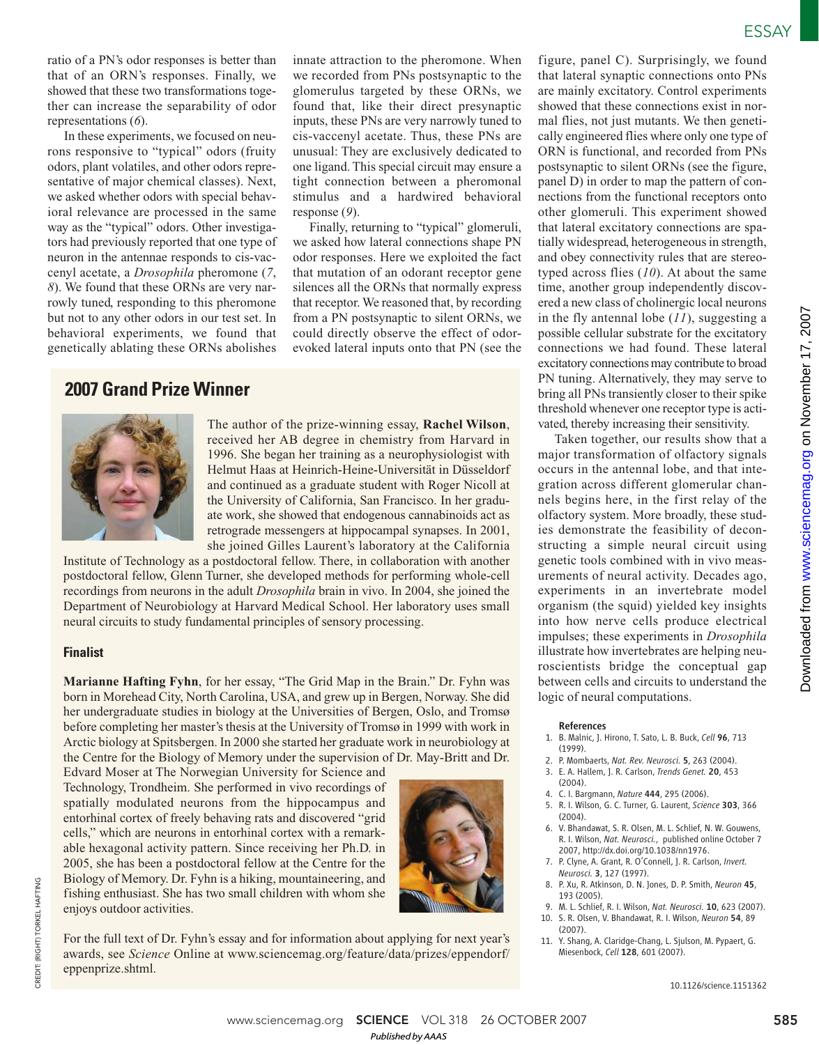ratio of a PN's odor responses is better than that of an ORN's responses. Finally, we showed that these two transformations together can increase the separability of odor representations (*6*).

In these experiments, we focused on neurons responsive to "typical" odors (fruity odors, plant volatiles, and other odors representative of major chemical classes). Next, we asked whether odors with special behavioral relevance are processed in the same way as the "typical" odors. Other investigators had previously reported that one type of neuron in the antennae responds to cis-vaccenyl acetate, a *Drosophila* pheromone (*7*, *8*). We found that these ORNs are very narrowly tuned, responding to this pheromone but not to any other odors in our test set. In behavioral experiments, we found that genetically ablating these ORNs abolishes innate attraction to the pheromone. When we recorded from PNs postsynaptic to the glomerulus targeted by these ORNs, we found that, like their direct presynaptic inputs, these PNs are very narrowly tuned to cis-vaccenyl acetate. Thus, these PNs are unusual: They are exclusively dedicated to one ligand. This special circuit may ensure a tight connection between a pheromonal stimulus and a hardwired behavioral response (*9*).

Finally, returning to "typical" glomeruli, we asked how lateral connections shape PN odor responses. Here we exploited the fact that mutation of an odorant receptor gene silences all the ORNs that normally express that receptor. We reasoned that, by recording from a PN postsynaptic to silent ORNs, we could directly observe the effect of odor-evoked lateral inputs onto that PN (see the figure, panel C). Surprisingly, we found that lateral synaptic connections onto PNs are mainly excitatory. Control experiments showed that these connections exist in normal flies, not just mutants. We then genetically engineered flies where only one type of ORN is functional, and recorded from PNs postsynaptic to silent ORNs (see the figure, panel D) in order to map the pattern of connections from the functional receptors onto other glomeruli. This experiment showed that lateral excitatory connections are spatially widespread, heterogeneous in strength, and obey connectivity rules that are stereotyped across flies (*10*). At about the same time, another group independently discovered a new class of cholinergic local neurons in the fly antennal lobe (*11*), suggesting a possible cellular substrate for the excitatory connections we had found. These lateral excitatory connections may contribute to broad PN tuning. Alternatively, they may serve to bring all PNs transiently closer to their spike threshold whenever one receptor type is activated, thereby increasing their sensitivity.

Taken together, our results show that a major transformation of olfactory signals occurs in the antennal lobe, and that integration across different glomerular channels begins here, in the first relay of the olfactory system. More broadly, these studies demonstrate the feasibility of deconstructing a simple neural circuit using genetic tools combined with in vivo measurements of neural activity. Decades ago, experiments in an invertebrate model organism (the squid) yielded key insights into how nerve cells produce electrical impulses; these experiments in *Drosophila* illustrate how invertebrates are helping neuroscientists bridge the conceptual gap between cells and circuits to understand the logic of neural computations.

## 2007 Grand Prize Winner

The author of the prize-winning essay, **Rachel Wilson**, received her AB degree in chemistry from Harvard in 1996. She began her training as a neurophysiologist with Helmut Haas at Heinrich-Heine-Universität in Düsseldorf and continued as a graduate student with Roger Nicoll at the University of California, San Francisco. In her graduate work, she showed that endogenous cannabinoids act as retrograde messengers at hippocampal synapses. In 2001, she joined Gilles Laurent's laboratory at the California Institute of Technology as a postdoctoral fellow. There, in collaboration with another postdoctoral fellow, Glenn Turner, she developed methods for performing whole-cell recordings from neurons in the adult *Drosophila* brain in vivo. In 2004, she joined the Department of Neurobiology at Harvard Medical School. Her laboratory uses small neural circuits to study fundamental principles of sensory processing.

### Finalist

**Marianne Hafting Fyhn**, for her essay, "The Grid Map in the Brain." Dr. Fyhn was born in Morehead City, North Carolina, USA, and grew up in Bergen, Norway. She did her undergraduate studies in biology at the Universities of Bergen, Oslo, and Tromsø before completing her master's thesis at the University of Tromsø in 1999 with work in Arctic biology at Spitsbergen. In 2000 she started her graduate work in neurobiology at the Centre for the Biology of Memory under the supervision of Dr. May-Britt and Dr. Edvard Moser at The Norwegian University for Science and Technology, Trondheim. She performed in vivo recordings of spatially modulated neurons from the hippocampus and entorhinal cortex of freely behaving rats and discovered "grid cells," which are neurons in entorhinal cortex with a remarkable hexagonal activity pattern. Since receiving her Ph.D. in 2005, she has been a postdoctoral fellow at the Centre for the Biology of Memory. Dr. Fyhn is a hiking, mountaineering, and fishing enthusiast. She has two small children with whom she enjoys outdoor activities.

For the full text of Dr. Fyhn's essay and for information about applying for next year's awards, see *Science* Online at www.sciencemag.org/feature/data/prizes/eppendorf/eppenprize.shtml.

CREDIT: (RIGHT) TORKEL HAFTING

### References

1. B. Malnic, J. Hirono, T. Sato, L. B. Buck, *Cell* **96**, 713 (1999).
2. P. Mombaerts, *Nat. Rev. Neurosci.* **5**, 263 (2004).
3. E. A. Hallem, J. R. Carlson, *Trends Genet.* **20**, 453 (2004).
4. C. I. Bargmann, *Nature* **444**, 295 (2006).
5. R. I. Wilson, G. C. Turner, G. Laurent, *Science* **303**, 366 (2004).
6. V. Bhandawat, S. R. Olsen, M. L. Schlief, N. W. Gouwens, R. I. Wilson, *Nat. Neurosci.*, published online October 7 2007, http://dx.doi.org/10.1038/nn1976.
7. P. Clyne, A. Grant, R. O'Connell, J. R. Carlson, *Invert. Neurosci.* **3**, 127 (1997).
8. P. Xu, R. Atkinson, D. N. Jones, D. P. Smith, *Neuron* **45**, 193 (2005).
9. M. L. Schlief, R. I. Wilson, *Nat. Neurosci.* **10**, 623 (2007).
10. S. R. Olsen, V. Bhandawat, R. I. Wilson, *Neuron* **54**, 89 (2007).
11. Y. Shang, A. Claridge-Chang, L. Sjulson, M. Pypaert, G. Miesenbock, *Cell* **128**, 601 (2007).

10.1126/science.1151362